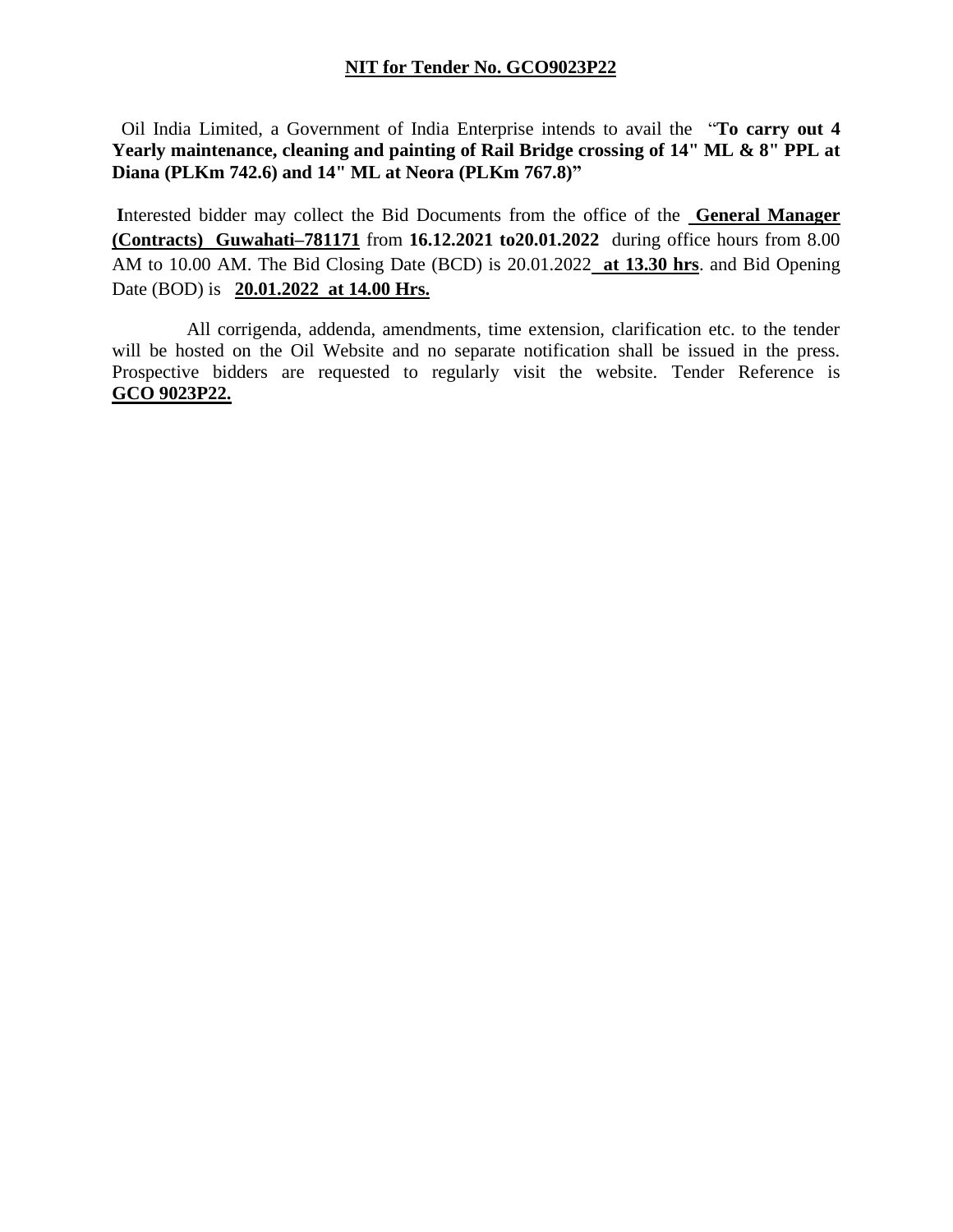## NIT for Tender No. GCO9023P22

Oil India Limited, a Government of India Enterprise intends to avail the "**To carry out 4 Yearly maintenance, cleaning and painting of Rail Bridge crossing of 14" ML & 8" PPL at Diana (PLKm 742.6) and 14" ML at Neora (PLKm 767.8)**"

**I**nterested bidder may collect the Bid Documents from the office of the **General Manager (Contracts) Guwahati–781171** from **16.12.2021 to20.01.2022** during office hours from 8.00 AM to 10.00 AM. The Bid Closing Date (BCD) is 20.01.2022 **at 13.30 hrs**. and Bid Opening Date (BOD) is **20.01.2022 at 14.00 Hrs.**

All corrigenda, addenda, amendments, time extension, clarification etc. to the tender will be hosted on the Oil Website and no separate notification shall be issued in the press. Prospective bidders are requested to regularly visit the website. Tender Reference is **GCO 9023P22.**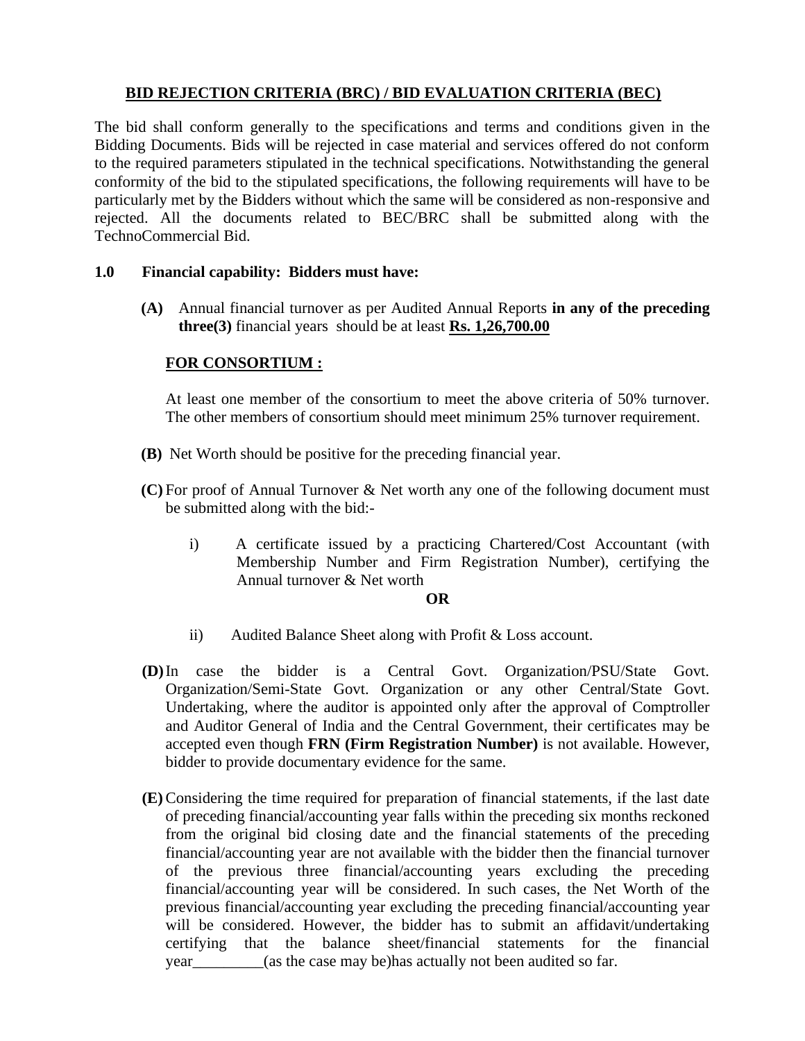## BID REJECTION CRITERIA (BRC) / BID EVALUATION CRITERIA (BEC)

The bid shall conform generally to the specifications and terms and conditions given in the Bidding Documents. Bids will be rejected in case material and services offered do not conform to the required parameters stipulated in the technical specifications. Notwithstanding the general conformity of the bid to the stipulated specifications, the following requirements will have to be particularly met by the Bidders without which the same will be considered as non-responsive and rejected. All the documents related to BEC/BRC shall be submitted along with the TechnoCommercial Bid.

**1.0 Financial capability: Bidders must have:**

**(A)** Annual financial turnover as per Audited Annual Reports **in any of the preceding three(3)** financial years should be at least **Rs. 1,26,700.00**

**FOR CONSORTIUM :**

At least one member of the consortium to meet the above criteria of 50% turnover. The other members of consortium should meet minimum 25% turnover requirement.

**(B)** Net Worth should be positive for the preceding financial year.

**(C)** For proof of Annual Turnover & Net worth any one of the following document must be submitted along with the bid:-

i) A certificate issued by a practicing Chartered/Cost Accountant (with Membership Number and Firm Registration Number), certifying the Annual turnover & Net worth

**OR**

ii) Audited Balance Sheet along with Profit & Loss account.

**(D)** In case the bidder is a Central Govt. Organization/PSU/State Govt. Organization/Semi-State Govt. Organization or any other Central/State Govt. Undertaking, where the auditor is appointed only after the approval of Comptroller and Auditor General of India and the Central Government, their certificates may be accepted even though **FRN (Firm Registration Number)** is not available. However, bidder to provide documentary evidence for the same.

**(E)** Considering the time required for preparation of financial statements, if the last date of preceding financial/accounting year falls within the preceding six months reckoned from the original bid closing date and the financial statements of the preceding financial/accounting year are not available with the bidder then the financial turnover of the previous three financial/accounting years excluding the preceding financial/accounting year will be considered. In such cases, the Net Worth of the previous financial/accounting year excluding the preceding financial/accounting year will be considered. However, the bidder has to submit an affidavit/undertaking certifying that the balance sheet/financial statements for the financial year_________(as the case may be)has actually not been audited so far.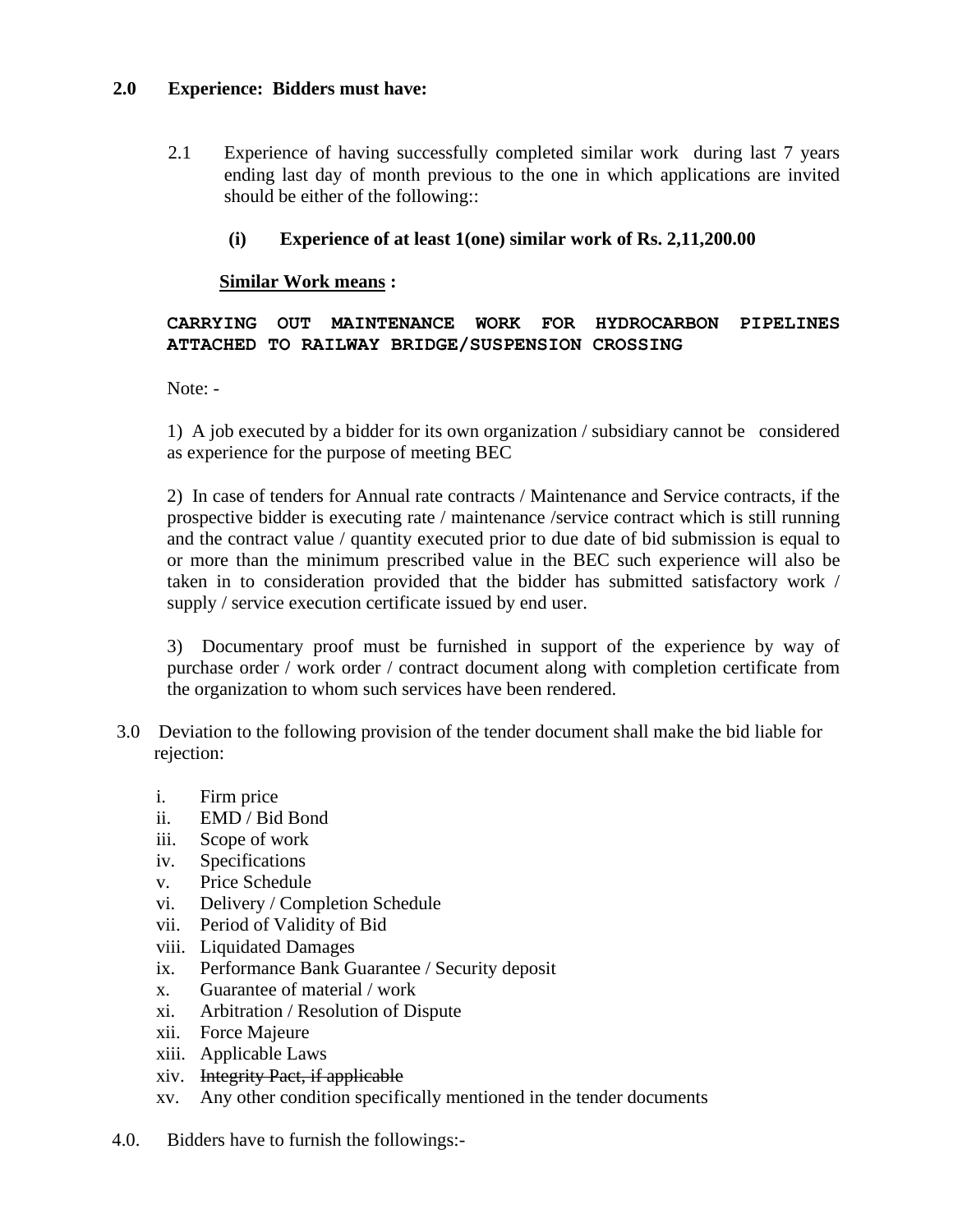**2.0 Experience: Bidders must have:**

2.1 Experience of having successfully completed similar work during last 7 years ending last day of month previous to the one in which applications are invited should be either of the following::

**(i) Experience of at least 1(one) similar work of Rs. 2,11,200.00**

**Similar Work means :**

**CARRYING OUT MAINTENANCE WORK FOR HYDROCARBON PIPELINES ATTACHED TO RAILWAY BRIDGE/SUSPENSION CROSSING**

Note: -

1) A job executed by a bidder for its own organization / subsidiary cannot be considered as experience for the purpose of meeting BEC

2) In case of tenders for Annual rate contracts / Maintenance and Service contracts, if the prospective bidder is executing rate / maintenance /service contract which is still running and the contract value / quantity executed prior to due date of bid submission is equal to or more than the minimum prescribed value in the BEC such experience will also be taken in to consideration provided that the bidder has submitted satisfactory work / supply / service execution certificate issued by end user.

3) Documentary proof must be furnished in support of the experience by way of purchase order / work order / contract document along with completion certificate from the organization to whom such services have been rendered.

3.0 Deviation to the following provision of the tender document shall make the bid liable for rejection:

i. Firm price
ii. EMD / Bid Bond
iii. Scope of work
iv. Specifications
v. Price Schedule
vi. Delivery / Completion Schedule
vii. Period of Validity of Bid
viii. Liquidated Damages
ix. Performance Bank Guarantee / Security deposit
x. Guarantee of material / work
xi. Arbitration / Resolution of Dispute
xii. Force Majeure
xiii. Applicable Laws
xiv. ~~Integrity Pact, if applicable~~
xv. Any other condition specifically mentioned in the tender documents

4.0. Bidders have to furnish the followings:-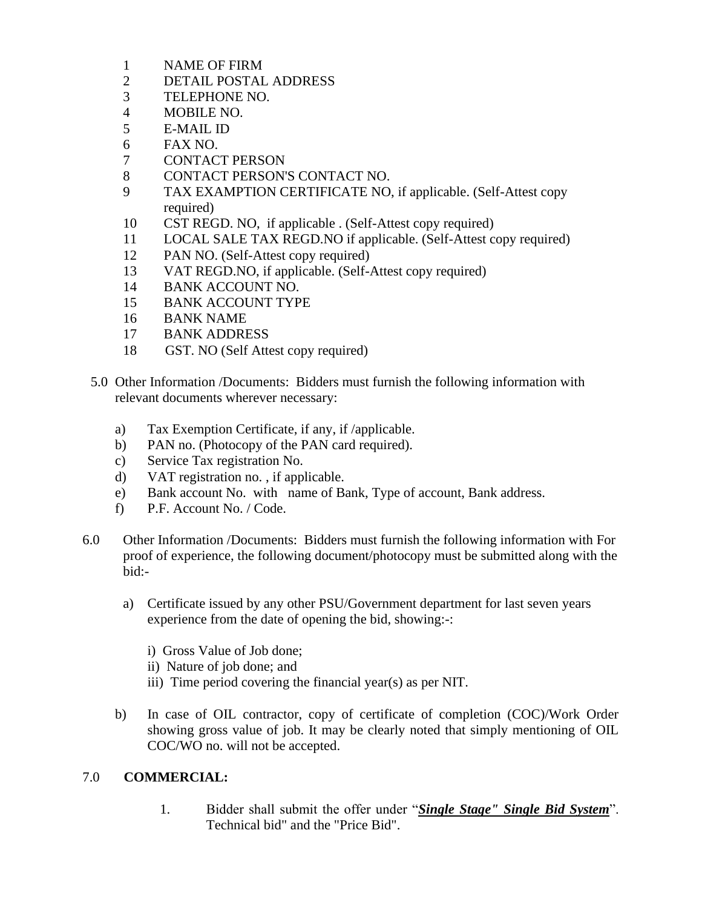1. NAME OF FIRM
2. DETAIL POSTAL ADDRESS
3. TELEPHONE NO.
4. MOBILE NO.
5. E-MAIL ID
6. FAX NO.
7. CONTACT PERSON
8. CONTACT PERSON'S CONTACT NO.
9. TAX EXAMPTION CERTIFICATE NO, if applicable. (Self-Attest copy required)
10. CST REGD. NO, if applicable . (Self-Attest copy required)
11. LOCAL SALE TAX REGD.NO if applicable. (Self-Attest copy required)
12. PAN NO. (Self-Attest copy required)
13. VAT REGD.NO, if applicable. (Self-Attest copy required)
14. BANK ACCOUNT NO.
15. BANK ACCOUNT TYPE
16. BANK NAME
17. BANK ADDRESS
18. GST. NO (Self Attest copy required)

5.0 Other Information /Documents: Bidders must furnish the following information with relevant documents wherever necessary:

a) Tax Exemption Certificate, if any, if /applicable.
b) PAN no. (Photocopy of the PAN card required).
c) Service Tax registration No.
d) VAT registration no. , if applicable.
e) Bank account No. with name of Bank, Type of account, Bank address.
f) P.F. Account No. / Code.

6.0 Other Information /Documents: Bidders must furnish the following information with For proof of experience, the following document/photocopy must be submitted along with the bid:-

a) Certificate issued by any other PSU/Government department for last seven years experience from the date of opening the bid, showing:-:

   i) Gross Value of Job done;
   ii) Nature of job done; and
   iii) Time period covering the financial year(s) as per NIT.

b) In case of OIL contractor, copy of certificate of completion (COC)/Work Order showing gross value of job. It may be clearly noted that simply mentioning of OIL COC/WO no. will not be accepted.

## 7.0 COMMERCIAL:

1. Bidder shall submit the offer under "***<u>Single Stage" Single Bid System</u>***". Technical bid" and the "Price Bid".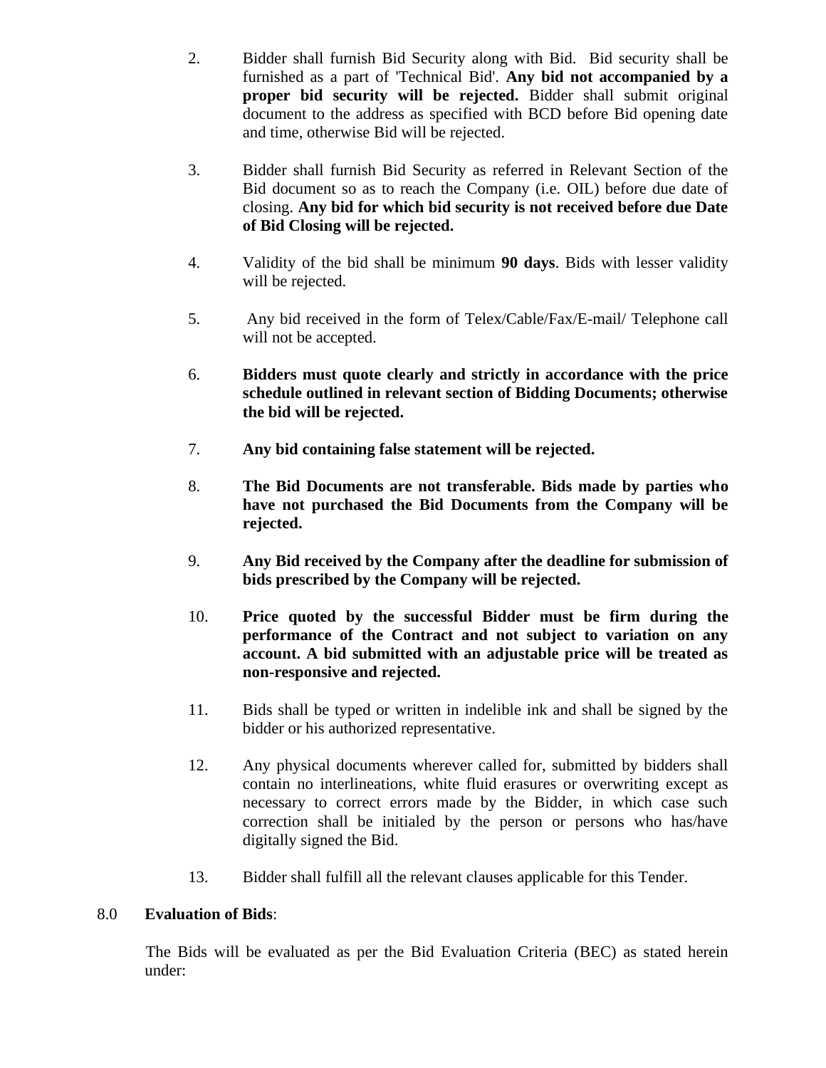2. Bidder shall furnish Bid Security along with Bid. Bid security shall be furnished as a part of 'Technical Bid'. **Any bid not accompanied by a proper bid security will be rejected.** Bidder shall submit original document to the address as specified with BCD before Bid opening date and time, otherwise Bid will be rejected.

3. Bidder shall furnish Bid Security as referred in Relevant Section of the Bid document so as to reach the Company (i.e. OIL) before due date of closing. **Any bid for which bid security is not received before due Date of Bid Closing will be rejected.**

4. Validity of the bid shall be minimum **90 days**. Bids with lesser validity will be rejected.

5. Any bid received in the form of Telex/Cable/Fax/E-mail/ Telephone call will not be accepted.

6. **Bidders must quote clearly and strictly in accordance with the price schedule outlined in relevant section of Bidding Documents; otherwise the bid will be rejected.**

7. **Any bid containing false statement will be rejected.**

8. **The Bid Documents are not transferable. Bids made by parties who have not purchased the Bid Documents from the Company will be rejected.**

9. **Any Bid received by the Company after the deadline for submission of bids prescribed by the Company will be rejected.**

10. **Price quoted by the successful Bidder must be firm during the performance of the Contract and not subject to variation on any account. A bid submitted with an adjustable price will be treated as non-responsive and rejected.**

11. Bids shall be typed or written in indelible ink and shall be signed by the bidder or his authorized representative.

12. Any physical documents wherever called for, submitted by bidders shall contain no interlineations, white fluid erasures or overwriting except as necessary to correct errors made by the Bidder, in which case such correction shall be initialed by the person or persons who has/have digitally signed the Bid.

13. Bidder shall fulfill all the relevant clauses applicable for this Tender.

## 8.0 Evaluation of Bids:

The Bids will be evaluated as per the Bid Evaluation Criteria (BEC) as stated herein under: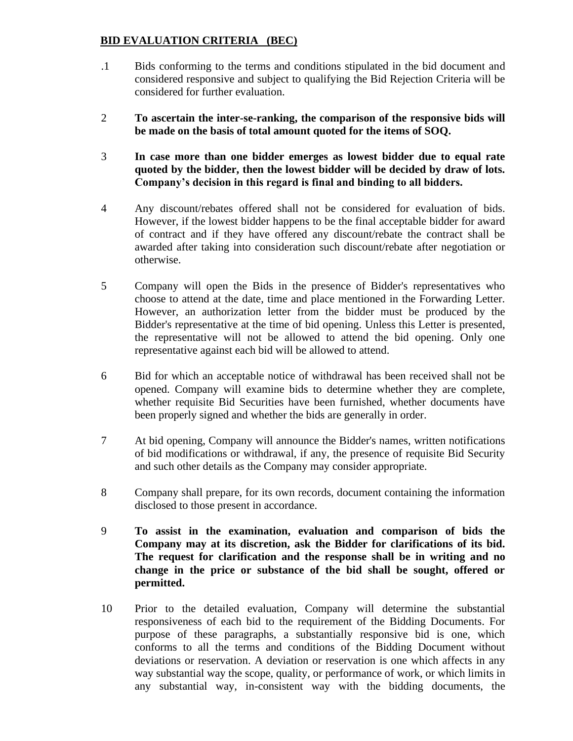**BID EVALUATION CRITERIA (BEC)**

.1 Bids conforming to the terms and conditions stipulated in the bid document and considered responsive and subject to qualifying the Bid Rejection Criteria will be considered for further evaluation.

2 **To ascertain the inter-se-ranking, the comparison of the responsive bids will be made on the basis of total amount quoted for the items of SOQ.**

3 **In case more than one bidder emerges as lowest bidder due to equal rate quoted by the bidder, then the lowest bidder will be decided by draw of lots. Company's decision in this regard is final and binding to all bidders.**

4 Any discount/rebates offered shall not be considered for evaluation of bids. However, if the lowest bidder happens to be the final acceptable bidder for award of contract and if they have offered any discount/rebate the contract shall be awarded after taking into consideration such discount/rebate after negotiation or otherwise.

5 Company will open the Bids in the presence of Bidder's representatives who choose to attend at the date, time and place mentioned in the Forwarding Letter. However, an authorization letter from the bidder must be produced by the Bidder's representative at the time of bid opening. Unless this Letter is presented, the representative will not be allowed to attend the bid opening. Only one representative against each bid will be allowed to attend.

6 Bid for which an acceptable notice of withdrawal has been received shall not be opened. Company will examine bids to determine whether they are complete, whether requisite Bid Securities have been furnished, whether documents have been properly signed and whether the bids are generally in order.

7 At bid opening, Company will announce the Bidder's names, written notifications of bid modifications or withdrawal, if any, the presence of requisite Bid Security and such other details as the Company may consider appropriate.

8 Company shall prepare, for its own records, document containing the information disclosed to those present in accordance.

9 **To assist in the examination, evaluation and comparison of bids the Company may at its discretion, ask the Bidder for clarifications of its bid. The request for clarification and the response shall be in writing and no change in the price or substance of the bid shall be sought, offered or permitted.**

10 Prior to the detailed evaluation, Company will determine the substantial responsiveness of each bid to the requirement of the Bidding Documents. For purpose of these paragraphs, a substantially responsive bid is one, which conforms to all the terms and conditions of the Bidding Document without deviations or reservation. A deviation or reservation is one which affects in any way substantial way the scope, quality, or performance of work, or which limits in any substantial way, in-consistent way with the bidding documents, the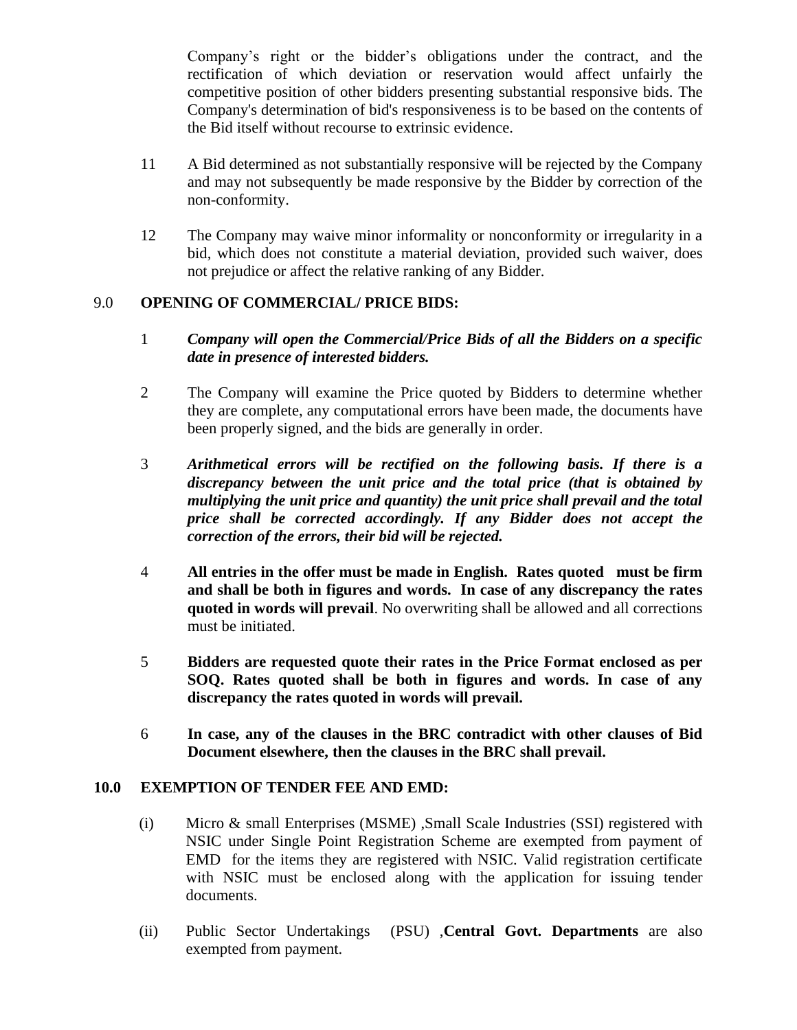Company's right or the bidder's obligations under the contract, and the rectification of which deviation or reservation would affect unfairly the competitive position of other bidders presenting substantial responsive bids. The Company's determination of bid's responsiveness is to be based on the contents of the Bid itself without recourse to extrinsic evidence.

11 A Bid determined as not substantially responsive will be rejected by the Company and may not subsequently be made responsive by the Bidder by correction of the non-conformity.

12 The Company may waive minor informality or nonconformity or irregularity in a bid, which does not constitute a material deviation, provided such waiver, does not prejudice or affect the relative ranking of any Bidder.

## 9.0 OPENING OF COMMERCIAL/ PRICE BIDS:

1 ***Company will open the Commercial/Price Bids of all the Bidders on a specific date in presence of interested bidders.***

2 The Company will examine the Price quoted by Bidders to determine whether they are complete, any computational errors have been made, the documents have been properly signed, and the bids are generally in order.

3 ***Arithmetical errors will be rectified on the following basis. If there is a discrepancy between the unit price and the total price (that is obtained by multiplying the unit price and quantity) the unit price shall prevail and the total price shall be corrected accordingly. If any Bidder does not accept the correction of the errors, their bid will be rejected.***

4 **All entries in the offer must be made in English. Rates quoted must be firm and shall be both in figures and words. In case of any discrepancy the rates quoted in words will prevail**. No overwriting shall be allowed and all corrections must be initiated.

5 **Bidders are requested quote their rates in the Price Format enclosed as per SOQ. Rates quoted shall be both in figures and words. In case of any discrepancy the rates quoted in words will prevail.**

6 **In case, any of the clauses in the BRC contradict with other clauses of Bid Document elsewhere, then the clauses in the BRC shall prevail.**

## 10.0 EXEMPTION OF TENDER FEE AND EMD:

(i) Micro & small Enterprises (MSME) ,Small Scale Industries (SSI) registered with NSIC under Single Point Registration Scheme are exempted from payment of EMD for the items they are registered with NSIC. Valid registration certificate with NSIC must be enclosed along with the application for issuing tender documents.

(ii) Public Sector Undertakings (PSU) ,**Central Govt. Departments** are also exempted from payment.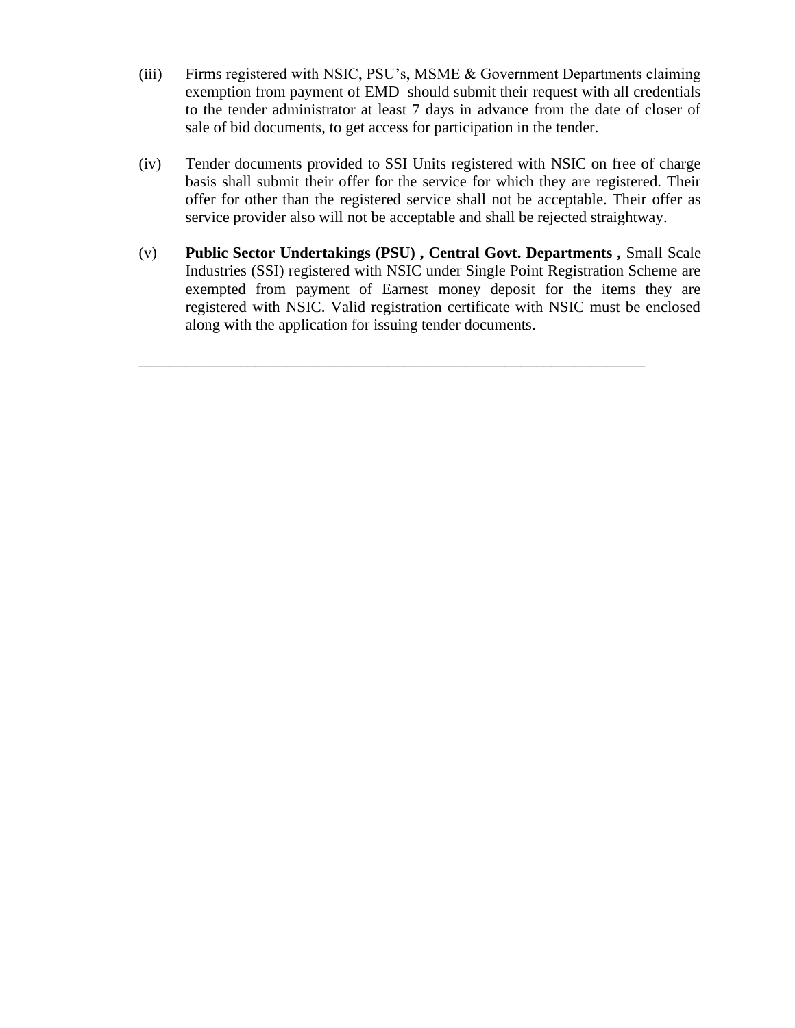(iii) Firms registered with NSIC, PSU's, MSME & Government Departments claiming exemption from payment of EMD should submit their request with all credentials to the tender administrator at least 7 days in advance from the date of closer of sale of bid documents, to get access for participation in the tender.

(iv) Tender documents provided to SSI Units registered with NSIC on free of charge basis shall submit their offer for the service for which they are registered. Their offer for other than the registered service shall not be acceptable. Their offer as service provider also will not be acceptable and shall be rejected straightway.

(v) **Public Sector Undertakings (PSU) , Central Govt. Departments ,** Small Scale Industries (SSI) registered with NSIC under Single Point Registration Scheme are exempted from payment of Earnest money deposit for the items they are registered with NSIC. Valid registration certificate with NSIC must be enclosed along with the application for issuing tender documents.

---